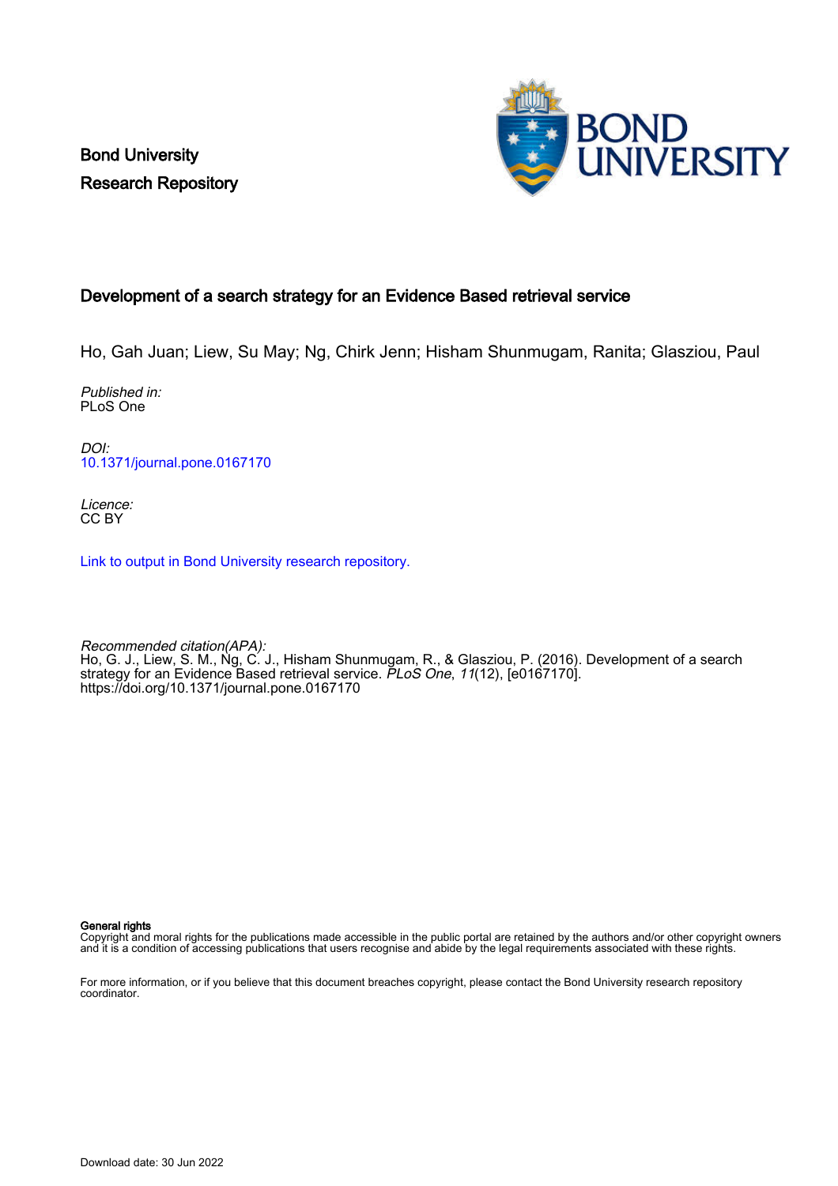Bond University
Research Repository

# Development of a search strategy for an Evidence Based retrieval service

Ho, Gah Juan; Liew, Su May; Ng, Chirk Jenn; Hisham Shunmugam, Ranita; Glasziou, Paul

*Published in:*
PLoS One

*DOI:*
10.1371/journal.pone.0167170

*Licence:*
CC BY

Link to output in Bond University research repository.

*Recommended citation(APA):*
Ho, G. J., Liew, S. M., Ng, C. J., Hisham Shunmugam, R., & Glasziou, P. (2016). Development of a search strategy for an Evidence Based retrieval service. *PLoS One*, *11*(12), [e0167170]. https://doi.org/10.1371/journal.pone.0167170

**General rights**
Copyright and moral rights for the publications made accessible in the public portal are retained by the authors and/or other copyright owners and it is a condition of accessing publications that users recognise and abide by the legal requirements associated with these rights.

For more information, or if you believe that this document breaches copyright, please contact the Bond University research repository coordinator.

Download date: 30 Jun 2022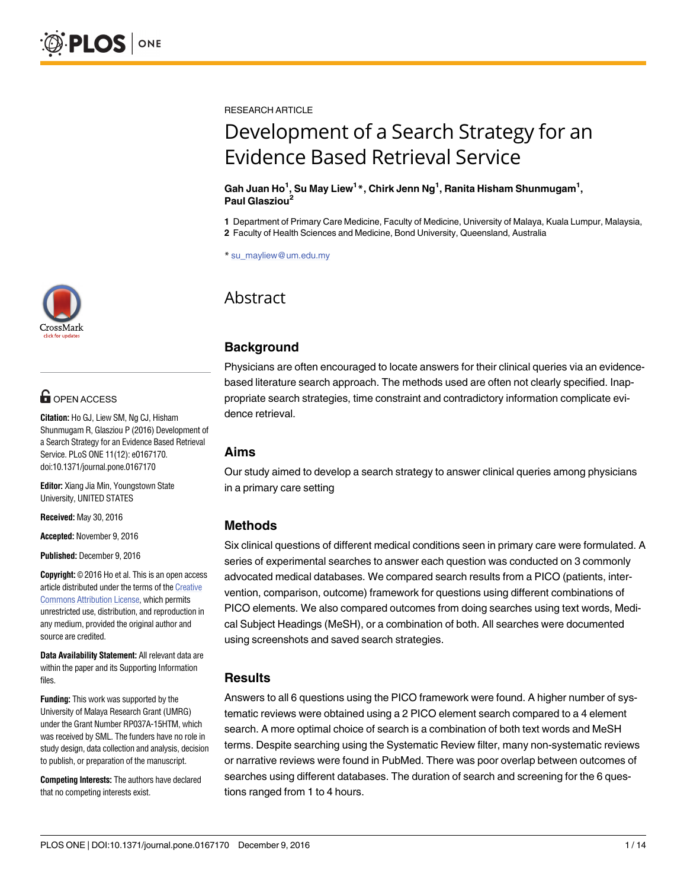RESEARCH ARTICLE

# Development of a Search Strategy for an Evidence Based Retrieval Service

**Gah Juan Ho[1], Su May Liew[1]*, Chirk Jenn Ng[1], Ranita Hisham Shunmugam[1], Paul Glasziou[2]**

**1** Department of Primary Care Medicine, Faculty of Medicine, University of Malaya, Kuala Lumpur, Malaysia, **2** Faculty of Health Sciences and Medicine, Bond University, Queensland, Australia

* su_mayliew@um.edu.my

## Abstract

### Background

Physicians are often encouraged to locate answers for their clinical queries via an evidence-based literature search approach. The methods used are often not clearly specified. Inappropriate search strategies, time constraint and contradictory information complicate evidence retrieval.

### Aims

Our study aimed to develop a search strategy to answer clinical queries among physicians in a primary care setting

### Methods

Six clinical questions of different medical conditions seen in primary care were formulated. A series of experimental searches to answer each question was conducted on 3 commonly advocated medical databases. We compared search results from a PICO (patients, intervention, comparison, outcome) framework for questions using different combinations of PICO elements. We also compared outcomes from doing searches using text words, Medical Subject Headings (MeSH), or a combination of both. All searches were documented using screenshots and saved search strategies.

### Results

Answers to all 6 questions using the PICO framework were found. A higher number of systematic reviews were obtained using a 2 PICO element search compared to a 4 element search. A more optimal choice of search is a combination of both text words and MeSH terms. Despite searching using the Systematic Review filter, many non-systematic reviews or narrative reviews were found in PubMed. There was poor overlap between outcomes of searches using different databases. The duration of search and screening for the 6 questions ranged from 1 to 4 hours.

OPEN ACCESS

**Citation:** Ho GJ, Liew SM, Ng CJ, Hisham Shunmugam R, Glasziou P (2016) Development of a Search Strategy for an Evidence Based Retrieval Service. PLoS ONE 11(12): e0167170. doi:10.1371/journal.pone.0167170

**Editor:** Xiang Jia Min, Youngstown State University, UNITED STATES

**Received:** May 30, 2016

**Accepted:** November 9, 2016

**Published:** December 9, 2016

**Copyright:** © 2016 Ho et al. This is an open access article distributed under the terms of the Creative Commons Attribution License, which permits unrestricted use, distribution, and reproduction in any medium, provided the original author and source are credited.

**Data Availability Statement:** All relevant data are within the paper and its Supporting Information files.

**Funding:** This work was supported by the University of Malaya Research Grant (UMRG) under the Grant Number RP037A-15HTM, which was received by SML. The funders have no role in study design, data collection and analysis, decision to publish, or preparation of the manuscript.

**Competing Interests:** The authors have declared that no competing interests exist.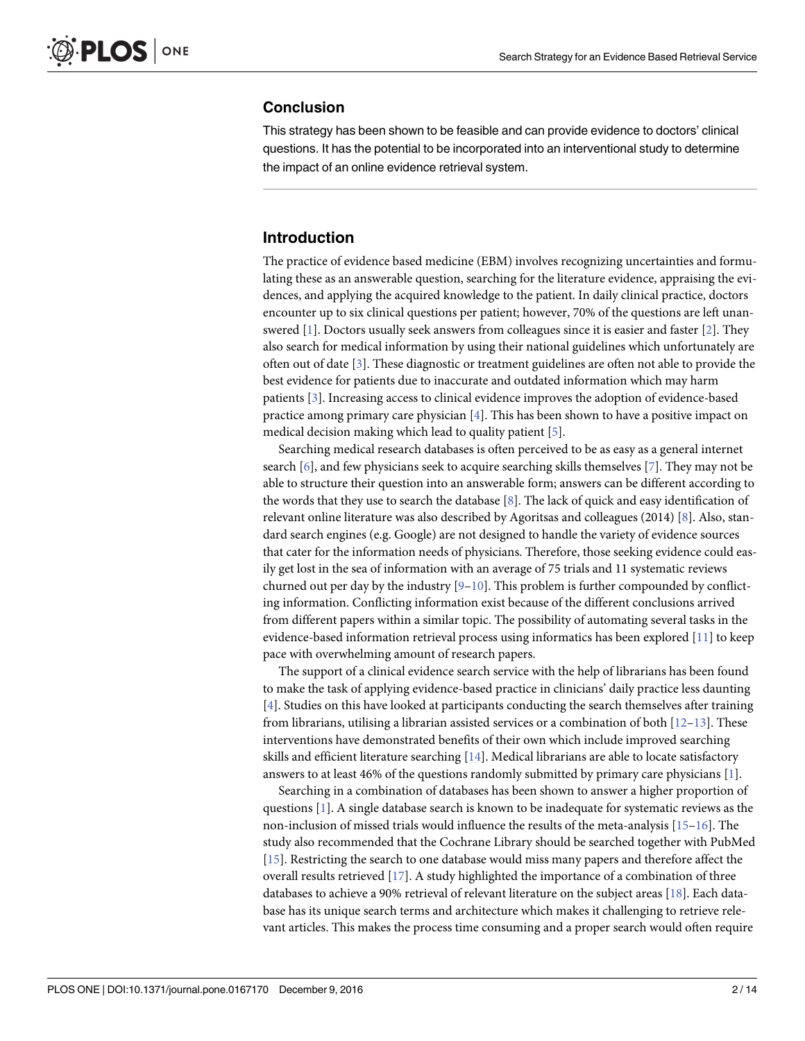## Conclusion

This strategy has been shown to be feasible and can provide evidence to doctors' clinical questions. It has the potential to be incorporated into an interventional study to determine the impact of an online evidence retrieval system.

## Introduction

The practice of evidence based medicine (EBM) involves recognizing uncertainties and formulating these as an answerable question, searching for the literature evidence, appraising the evidences, and applying the acquired knowledge to the patient. In daily clinical practice, doctors encounter up to six clinical questions per patient; however, 70% of the questions are left unanswered [1]. Doctors usually seek answers from colleagues since it is easier and faster [2]. They also search for medical information by using their national guidelines which unfortunately are often out of date [3]. These diagnostic or treatment guidelines are often not able to provide the best evidence for patients due to inaccurate and outdated information which may harm patients [3]. Increasing access to clinical evidence improves the adoption of evidence-based practice among primary care physician [4]. This has been shown to have a positive impact on medical decision making which lead to quality patient [5].

Searching medical research databases is often perceived to be as easy as a general internet search [6], and few physicians seek to acquire searching skills themselves [7]. They may not be able to structure their question into an answerable form; answers can be different according to the words that they use to search the database [8]. The lack of quick and easy identification of relevant online literature was also described by Agoritsas and colleagues (2014) [8]. Also, standard search engines (e.g. Google) are not designed to handle the variety of evidence sources that cater for the information needs of physicians. Therefore, those seeking evidence could easily get lost in the sea of information with an average of 75 trials and 11 systematic reviews churned out per day by the industry [9–10]. This problem is further compounded by conflicting information. Conflicting information exist because of the different conclusions arrived from different papers within a similar topic. The possibility of automating several tasks in the evidence-based information retrieval process using informatics has been explored [11] to keep pace with overwhelming amount of research papers.

The support of a clinical evidence search service with the help of librarians has been found to make the task of applying evidence-based practice in clinicians' daily practice less daunting [4]. Studies on this have looked at participants conducting the search themselves after training from librarians, utilising a librarian assisted services or a combination of both [12–13]. These interventions have demonstrated benefits of their own which include improved searching skills and efficient literature searching [14]. Medical librarians are able to locate satisfactory answers to at least 46% of the questions randomly submitted by primary care physicians [1].

Searching in a combination of databases has been shown to answer a higher proportion of questions [1]. A single database search is known to be inadequate for systematic reviews as the non-inclusion of missed trials would influence the results of the meta-analysis [15–16]. The study also recommended that the Cochrane Library should be searched together with PubMed [15]. Restricting the search to one database would miss many papers and therefore affect the overall results retrieved [17]. A study highlighted the importance of a combination of three databases to achieve a 90% retrieval of relevant literature on the subject areas [18]. Each database has its unique search terms and architecture which makes it challenging to retrieve relevant articles. This makes the process time consuming and a proper search would often require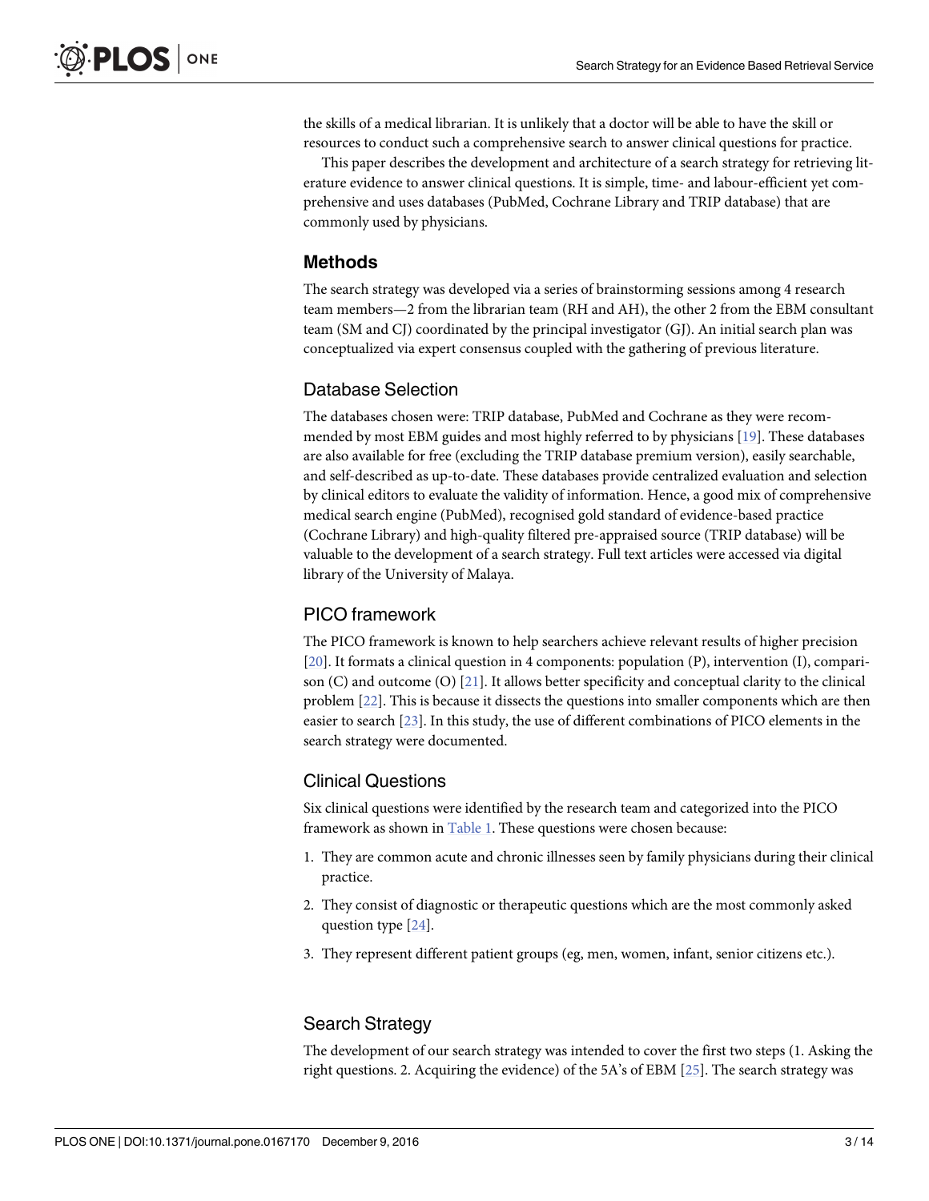the skills of a medical librarian. It is unlikely that a doctor will be able to have the skill or resources to conduct such a comprehensive search to answer clinical questions for practice.

This paper describes the development and architecture of a search strategy for retrieving literature evidence to answer clinical questions. It is simple, time- and labour-efficient yet comprehensive and uses databases (PubMed, Cochrane Library and TRIP database) that are commonly used by physicians.

## Methods

The search strategy was developed via a series of brainstorming sessions among 4 research team members—2 from the librarian team (RH and AH), the other 2 from the EBM consultant team (SM and CJ) coordinated by the principal investigator (GJ). An initial search plan was conceptualized via expert consensus coupled with the gathering of previous literature.

### Database Selection

The databases chosen were: TRIP database, PubMed and Cochrane as they were recommended by most EBM guides and most highly referred to by physicians [19]. These databases are also available for free (excluding the TRIP database premium version), easily searchable, and self-described as up-to-date. These databases provide centralized evaluation and selection by clinical editors to evaluate the validity of information. Hence, a good mix of comprehensive medical search engine (PubMed), recognised gold standard of evidence-based practice (Cochrane Library) and high-quality filtered pre-appraised source (TRIP database) will be valuable to the development of a search strategy. Full text articles were accessed via digital library of the University of Malaya.

### PICO framework

The PICO framework is known to help searchers achieve relevant results of higher precision [20]. It formats a clinical question in 4 components: population (P), intervention (I), comparison (C) and outcome (O) [21]. It allows better specificity and conceptual clarity to the clinical problem [22]. This is because it dissects the questions into smaller components which are then easier to search [23]. In this study, the use of different combinations of PICO elements in the search strategy were documented.

### Clinical Questions

Six clinical questions were identified by the research team and categorized into the PICO framework as shown in Table 1. These questions were chosen because:

1. They are common acute and chronic illnesses seen by family physicians during their clinical practice.
2. They consist of diagnostic or therapeutic questions which are the most commonly asked question type [24].
3. They represent different patient groups (eg, men, women, infant, senior citizens etc.).

### Search Strategy

The development of our search strategy was intended to cover the first two steps (1. Asking the right questions. 2. Acquiring the evidence) of the 5A's of EBM [25]. The search strategy was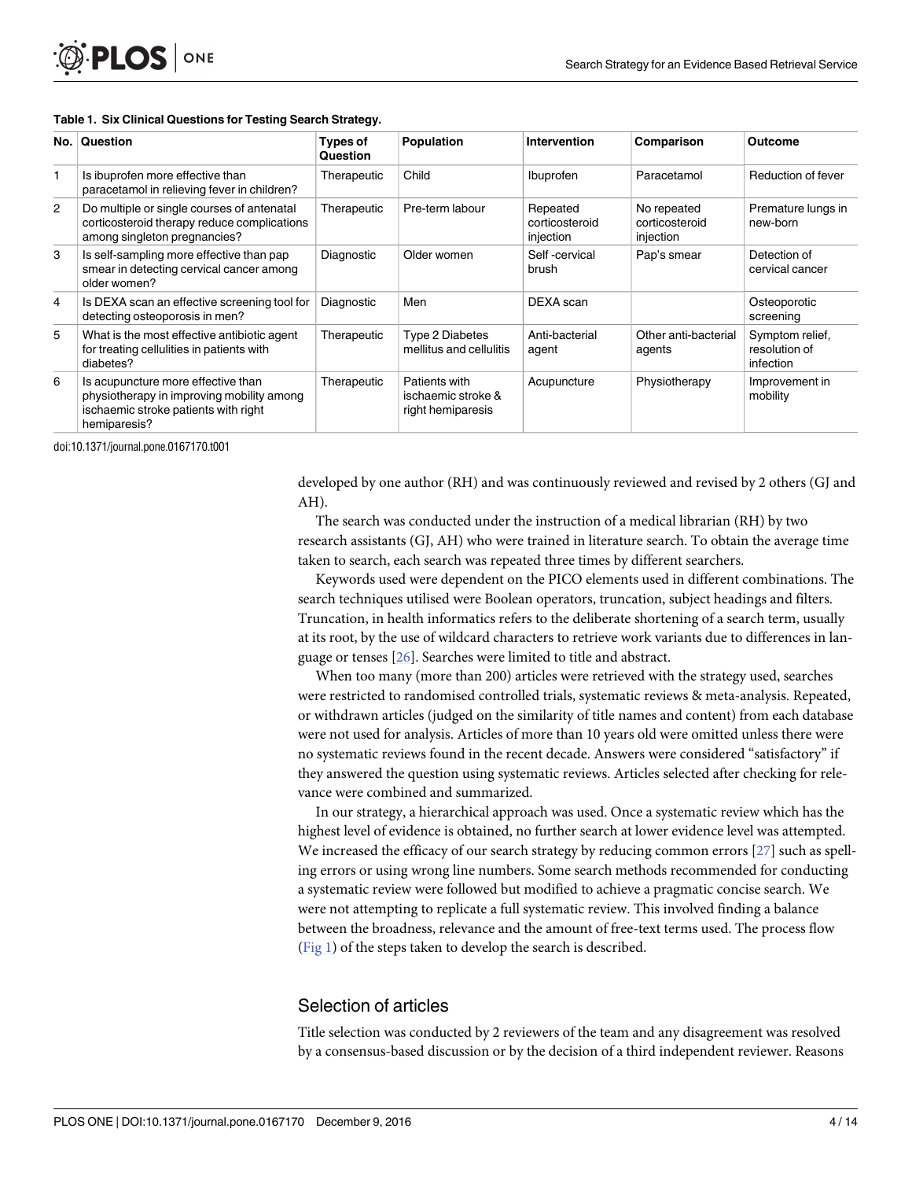**Table 1. Six Clinical Questions for Testing Search Strategy.**

| No. | Question | Types of Question | Population | Intervention | Comparison | Outcome |
|---|---|---|---|---|---|---|
| 1 | Is ibuprofen more effective than paracetamol in relieving fever in children? | Therapeutic | Child | Ibuprofen | Paracetamol | Reduction of fever |
| 2 | Do multiple or single courses of antenatal corticosteroid therapy reduce complications among singleton pregnancies? | Therapeutic | Pre-term labour | Repeated corticosteroid injection | No repeated corticosteroid injection | Premature lungs in new-born |
| 3 | Is self-sampling more effective than pap smear in detecting cervical cancer among older women? | Diagnostic | Older women | Self -cervical brush | Pap's smear | Detection of cervical cancer |
| 4 | Is DEXA scan an effective screening tool for detecting osteoporosis in men? | Diagnostic | Men | DEXA scan | | Osteoporotic screening |
| 5 | What is the most effective antibiotic agent for treating cellulities in patients with diabetes? | Therapeutic | Type 2 Diabetes mellitus and cellulitis | Anti-bacterial agent | Other anti-bacterial agents | Symptom relief, resolution of infection |
| 6 | Is acupuncture more effective than physiotherapy in improving mobility among ischaemic stroke patients with right hemiparesis? | Therapeutic | Patients with ischaemic stroke & right hemiparesis | Acupuncture | Physiotherapy | Improvement in mobility |

doi:10.1371/journal.pone.0167170.t001

developed by one author (RH) and was continuously reviewed and revised by 2 others (GJ and AH).

The search was conducted under the instruction of a medical librarian (RH) by two research assistants (GJ, AH) who were trained in literature search. To obtain the average time taken to search, each search was repeated three times by different searchers.

Keywords used were dependent on the PICO elements used in different combinations. The search techniques utilised were Boolean operators, truncation, subject headings and filters. Truncation, in health informatics refers to the deliberate shortening of a search term, usually at its root, by the use of wildcard characters to retrieve work variants due to differences in language or tenses [26]. Searches were limited to title and abstract.

When too many (more than 200) articles were retrieved with the strategy used, searches were restricted to randomised controlled trials, systematic reviews & meta-analysis. Repeated, or withdrawn articles (judged on the similarity of title names and content) from each database were not used for analysis. Articles of more than 10 years old were omitted unless there were no systematic reviews found in the recent decade. Answers were considered "satisfactory" if they answered the question using systematic reviews. Articles selected after checking for relevance were combined and summarized.

In our strategy, a hierarchical approach was used. Once a systematic review which has the highest level of evidence is obtained, no further search at lower evidence level was attempted. We increased the efficacy of our search strategy by reducing common errors [27] such as spelling errors or using wrong line numbers. Some search methods recommended for conducting a systematic review were followed but modified to achieve a pragmatic concise search. We were not attempting to replicate a full systematic review. This involved finding a balance between the broadness, relevance and the amount of free-text terms used. The process flow (Fig 1) of the steps taken to develop the search is described.

## Selection of articles

Title selection was conducted by 2 reviewers of the team and any disagreement was resolved by a consensus-based discussion or by the decision of a third independent reviewer. Reasons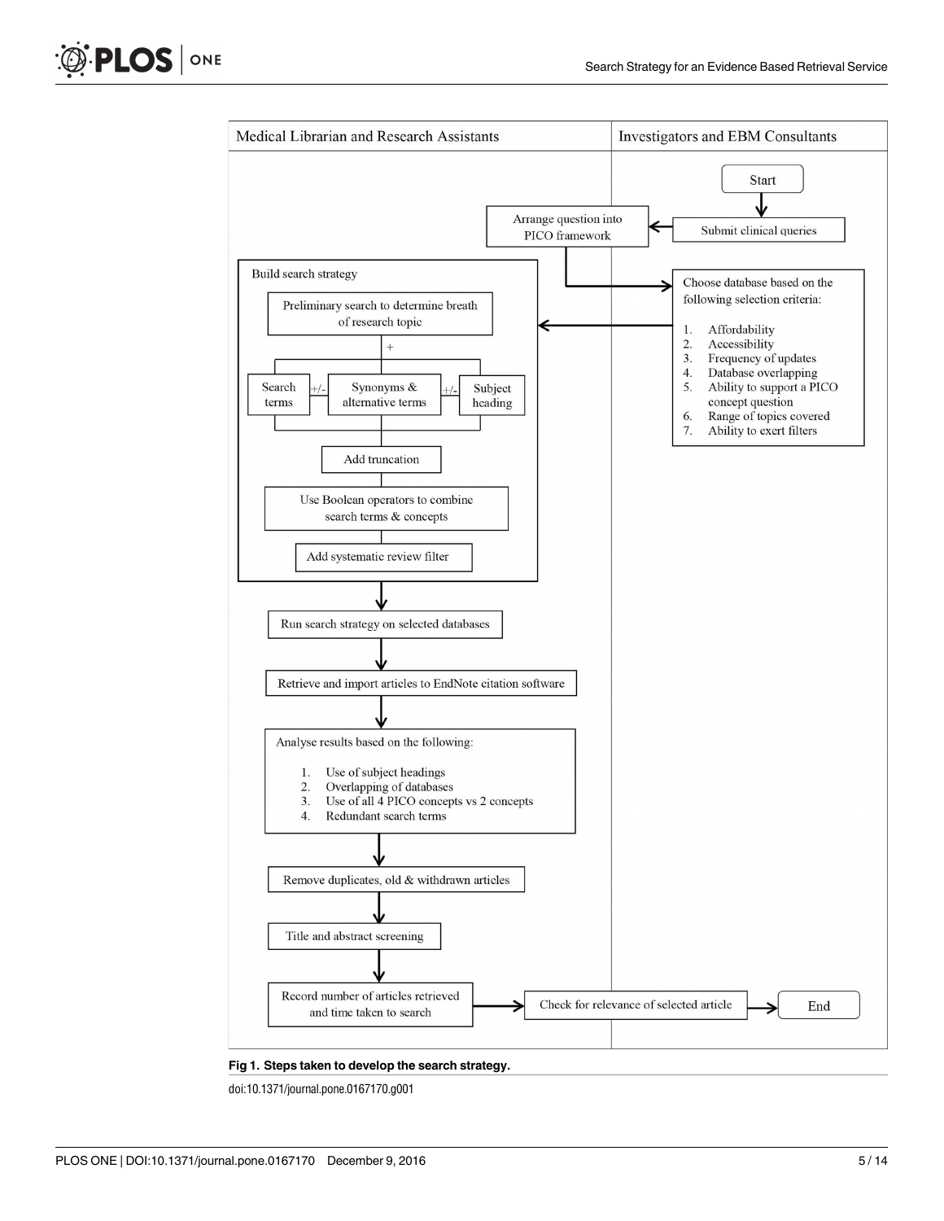Medical Librarian and Research Assistants | Investigators and EBM Consultants

Start

Submit clinical queries

Arrange question into PICO framework

Choose database based on the following selection criteria:

1. Affordability
2. Accessibility
3. Frequency of updates
4. Database overlapping
5. Ability to support a PICO concept question
6. Range of topics covered
7. Ability to exert filters

Build search strategy

Preliminary search to determine breath of research topic

+

Search terms +/- Synonyms & alternative terms +/- Subject heading

Add truncation

Use Boolean operators to combine search terms & concepts

Add systematic review filter

Run search strategy on selected databases

Retrieve and import articles to EndNote citation software

Analyse results based on the following:

1. Use of subject headings
2. Overlapping of databases
3. Use of all 4 PICO concepts vs 2 concepts
4. Redundant search terms

Remove duplicates, old & withdrawn articles

Title and abstract screening

Record number of articles retrieved and time taken to search

Check for relevance of selected article

End

**Fig 1. Steps taken to develop the search strategy.**

doi:10.1371/journal.pone.0167170.g001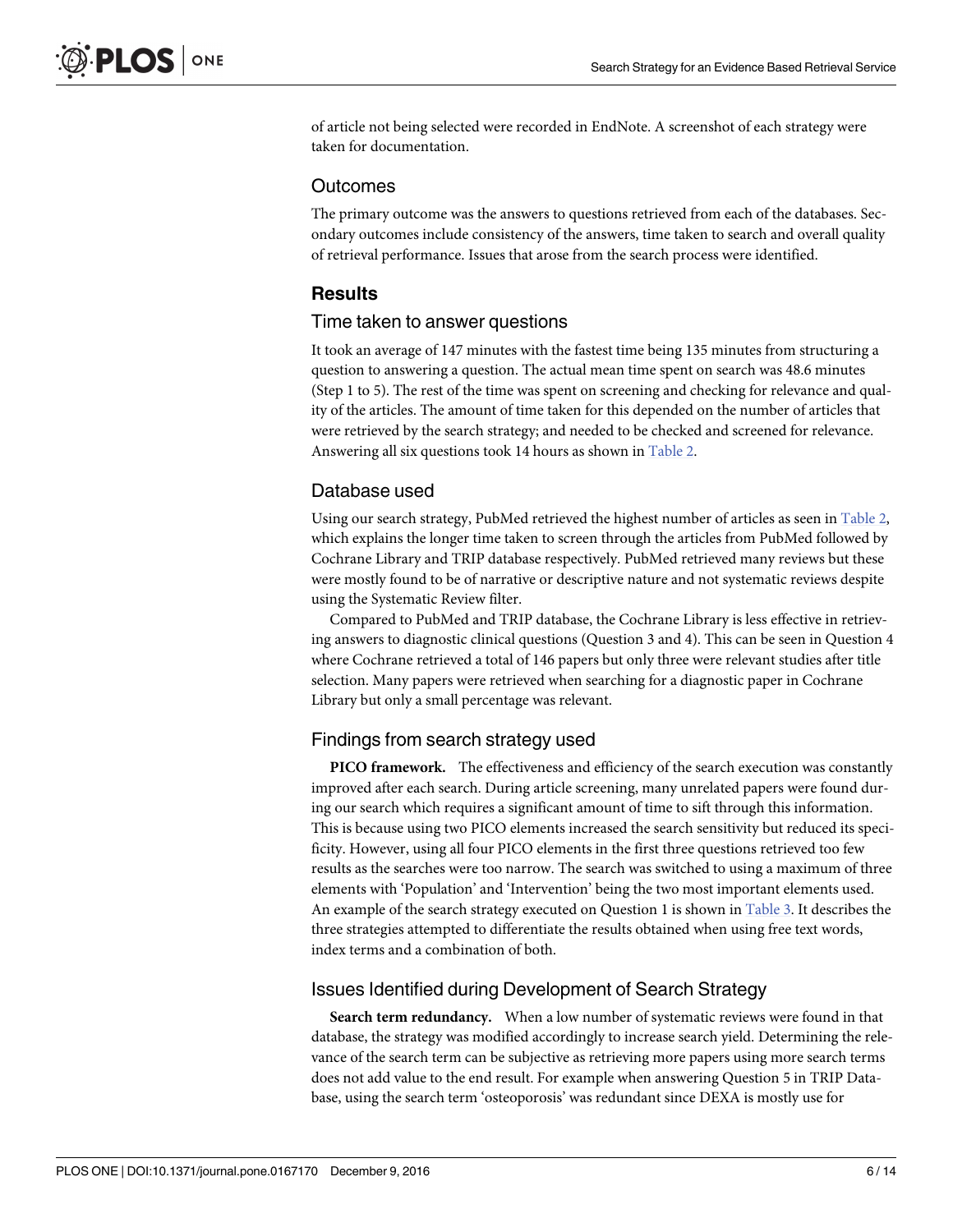of article not being selected were recorded in EndNote. A screenshot of each strategy were taken for documentation.

## Outcomes

The primary outcome was the answers to questions retrieved from each of the databases. Secondary outcomes include consistency of the answers, time taken to search and overall quality of retrieval performance. Issues that arose from the search process were identified.

# Results

## Time taken to answer questions

It took an average of 147 minutes with the fastest time being 135 minutes from structuring a question to answering a question. The actual mean time spent on search was 48.6 minutes (Step 1 to 5). The rest of the time was spent on screening and checking for relevance and quality of the articles. The amount of time taken for this depended on the number of articles that were retrieved by the search strategy; and needed to be checked and screened for relevance. Answering all six questions took 14 hours as shown in Table 2.

## Database used

Using our search strategy, PubMed retrieved the highest number of articles as seen in Table 2, which explains the longer time taken to screen through the articles from PubMed followed by Cochrane Library and TRIP database respectively. PubMed retrieved many reviews but these were mostly found to be of narrative or descriptive nature and not systematic reviews despite using the Systematic Review filter.

Compared to PubMed and TRIP database, the Cochrane Library is less effective in retrieving answers to diagnostic clinical questions (Question 3 and 4). This can be seen in Question 4 where Cochrane retrieved a total of 146 papers but only three were relevant studies after title selection. Many papers were retrieved when searching for a diagnostic paper in Cochrane Library but only a small percentage was relevant.

## Findings from search strategy used

**PICO framework.** The effectiveness and efficiency of the search execution was constantly improved after each search. During article screening, many unrelated papers were found during our search which requires a significant amount of time to sift through this information. This is because using two PICO elements increased the search sensitivity but reduced its specificity. However, using all four PICO elements in the first three questions retrieved too few results as the searches were too narrow. The search was switched to using a maximum of three elements with 'Population' and 'Intervention' being the two most important elements used. An example of the search strategy executed on Question 1 is shown in Table 3. It describes the three strategies attempted to differentiate the results obtained when using free text words, index terms and a combination of both.

## Issues Identified during Development of Search Strategy

**Search term redundancy.** When a low number of systematic reviews were found in that database, the strategy was modified accordingly to increase search yield. Determining the relevance of the search term can be subjective as retrieving more papers using more search terms does not add value to the end result. For example when answering Question 5 in TRIP Database, using the search term 'osteoporosis' was redundant since DEXA is mostly use for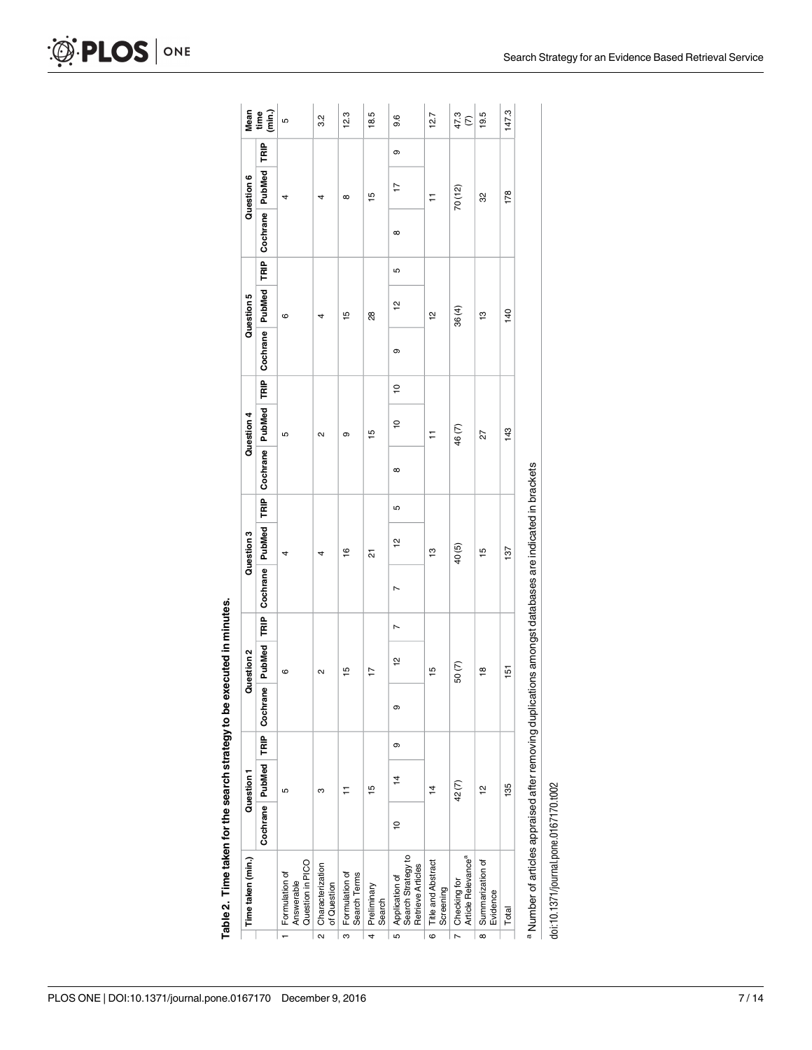**Table 2. Time taken for the search strategy to be executed in minutes.**

| | Time taken (min.) | Question 1 | | | Question 2 | | | Question 3 | | | Question 4 | | | Question 5 | | | Question 6 | | | Mean time (min.) |
|---|---|---|---|---|---|---|---|---|---|---|---|---|---|---|---|---|---|---|---|---|
| | | Cochrane | PubMed | TRIP | Cochrane | PubMed | TRIP | Cochrane | PubMed | TRIP | Cochrane | PubMed | TRIP | Cochrane | PubMed | TRIP | Cochrane | PubMed | TRIP | |
| 1 | Formulation of Answerable Question in PICO | | 5 | | | 6 | | | 4 | | | 5 | | | 6 | | | 4 | | 5 |
| 2 | Characterization of Question | | 3 | | | 2 | | | 4 | | | 2 | | | 4 | | | 4 | | 3.2 |
| 3 | Formulation of Search Terms | | 11 | | | 15 | | | 16 | | | 9 | | | 15 | | | 8 | | 12.3 |
| 4 | Preliminary Search | | 15 | | | 17 | | | 21 | | | 15 | | | 28 | | | 15 | | 18.5 |
| 5 | Application of Search Strategy to Retrieve Articles | 10 | 14 | 9 | 9 | 12 | 7 | 7 | 12 | 5 | 8 | 10 | 10 | 9 | 12 | 5 | 8 | 17 | 9 | 9.6 |
| 6 | Title and Abstract Screening | | 14 | | | 15 | | | 13 | | | 11 | | | 12 | | | 11 | | 12.7 |
| 7 | Checking for Article Relevance[a] | | 42 (7) | | | 50 (7) | | | 40 (5) | | | 46 (7) | | | 36 (4) | | | 70 (12) | | 47.3 (7) |
| 8 | Summarization of Evidence | | 12 | | | 18 | | | 15 | | | 27 | | | 13 | | | 32 | | 19.5 |
| | Total | | 135 | | | 151 | | | 137 | | | 143 | | | 140 | | | 178 | | 147.3 |

[a] Number of articles appraised after removing duplications amongst databases are indicated in brackets

doi:10.1371/journal.pone.0167170.t002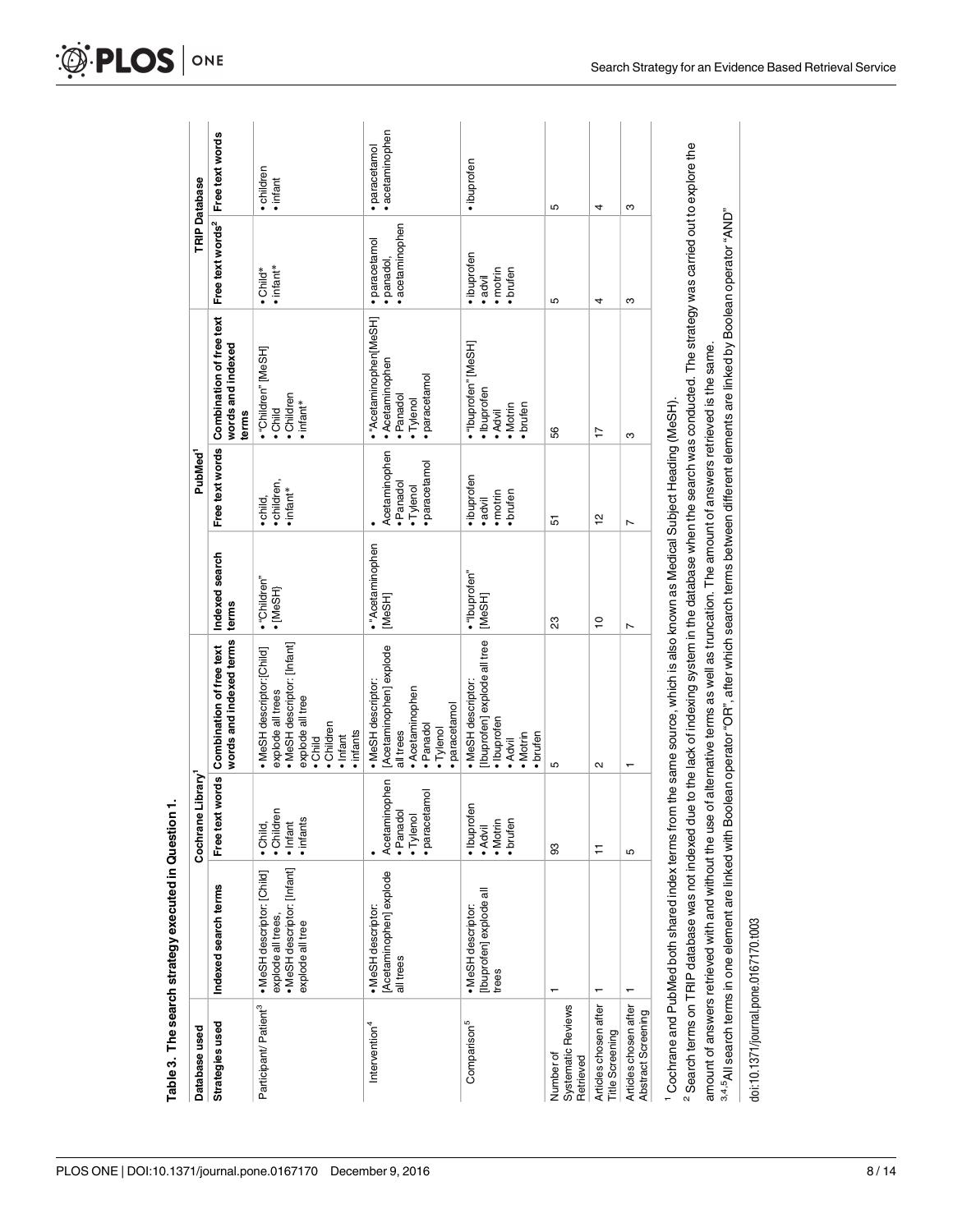Table 3. The search strategy executed in Question 1.

| Database used | Cochrane Library[1] | | | PubMed[1] | | | TRIP Database | |
|---|---|---|---|---|---|---|---|---|
| Strategies used | Indexed search terms | Free text words | Combination of free text words and indexed terms | Indexed search terms | Free text words | Combination of free text words and indexed terms | Free text words[2] | Free text words |
| Participant/ Patient[3] | • MeSH descriptor: [Child] explode all trees, • MeSH descriptor: [Infant] explode all tree | • Child, • Children • Infant • infants | • MeSH descriptor: [Child] explode all trees • MeSH descriptor: [Infant] explode all tree • Child • Children • Infant • infants | • "Children" • [MeSH] | • child, • children, • infant* | • "Children" [MeSH] • Child • Children • infant* | • Child* • infant* | • children • infant |
| Intervention[4] | • MeSH descriptor: [Acetaminophen] explode all trees | • Acetaminophen • Panadol • Tylenol • paracetamol | • MeSH descriptor: [Acetaminophen] explode all trees • Acetaminophen • Panadol • Tylenol • paracetamol | • "Acetaminophen [MeSH] | • Acetaminophen • Panadol • Tylenol • paracetamol | • "Acetaminophen[MeSH] • Acetaminophen • Panadol • Tylenol • paracetamol | • paracetamol • panadol, • acetaminophen | • paracetamol • acetaminophen |
| Comparison[5] | • MeSH descriptor: [Ibuprofen] explode all trees | • Ibuprofen • Advil • Motrin • brufen | • MeSH descriptor: [Ibuprofen] explode all tree • Ibuprofen • Advil • Motrin • brufen | • "Ibuprofen" [MeSH] | • ibuprofen • advil • motrin • brufen | • "Ibuprofen" [MeSH] • Ibuprofen • Advil • Motrin • brufen | • ibuprofen • advil • motrin • brufen | • ibuprofen |
| Number of Systematic Reviews Retrieved | 1 | 93 | 5 | 23 | 51 | 56 | 5 | 5 |
| Articles chosen after Title Screening | 1 | 11 | 2 | 10 | 12 | 17 | 4 | 4 |
| Articles chosen after Abstract Screening | 1 | 5 | 1 | 7 | 7 | 3 | 3 | 3 |

[1] Cochrane and PubMed both shared index terms from the same source, which is also known as Medical Subject Heading (MeSH).

[2] Search terms on TRIP database was not indexed due to the lack of indexing system in the database when the search was conducted. The strategy was carried out to explore the amount of answers retrieved with and without the use of alternative terms as well as truncation. The amount of answers retrieved is the same.

[3,4,5] All search terms in one element are linked with Boolean operator "OR", after which search terms between different elements are linked by Boolean operator "AND"

doi:10.1371/journal.pone.0167170.t003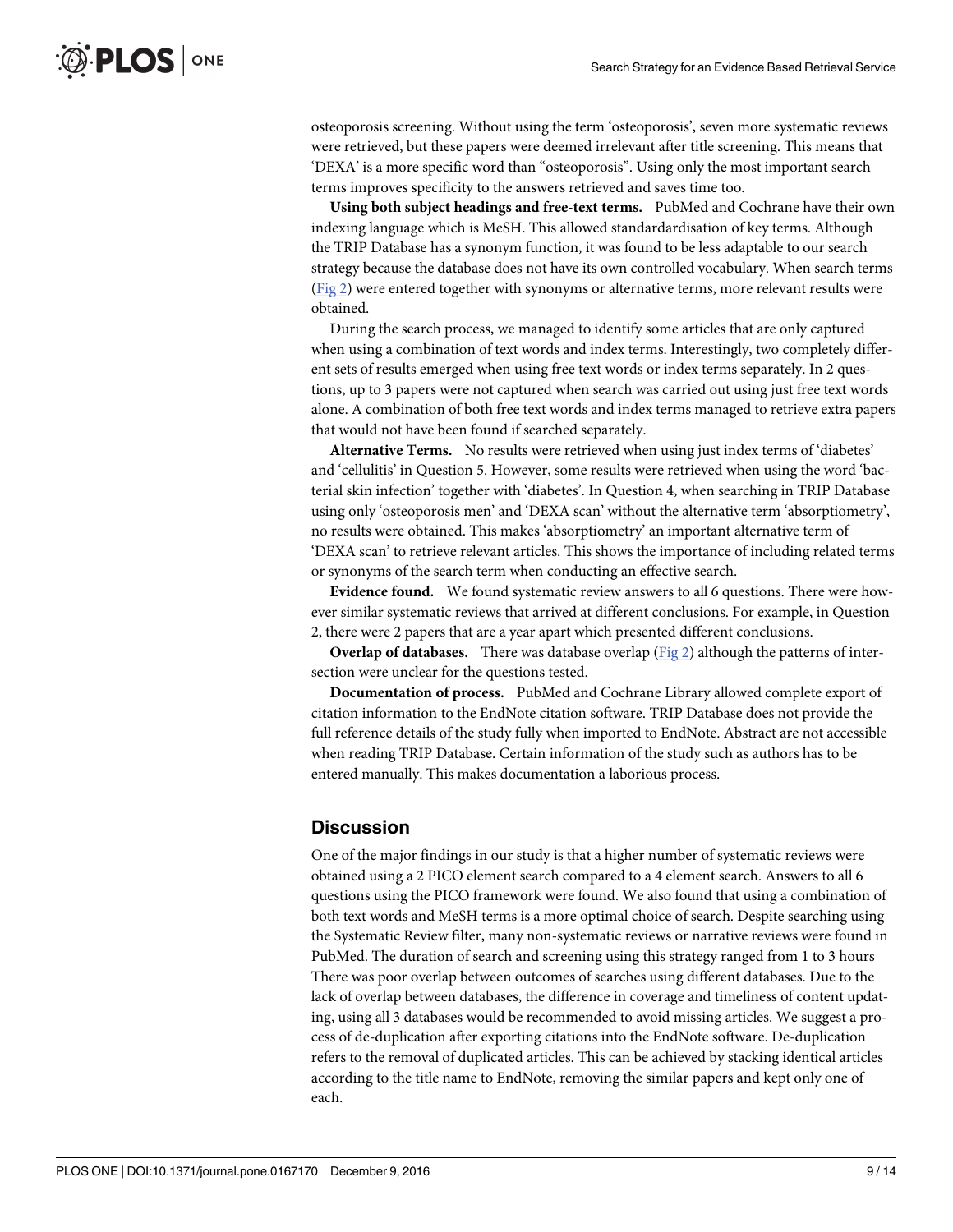osteoporosis screening. Without using the term 'osteoporosis', seven more systematic reviews were retrieved, but these papers were deemed irrelevant after title screening. This means that 'DEXA' is a more specific word than "osteoporosis". Using only the most important search terms improves specificity to the answers retrieved and saves time too.

**Using both subject headings and free-text terms.** PubMed and Cochrane have their own indexing language which is MeSH. This allowed standardardisation of key terms. Although the TRIP Database has a synonym function, it was found to be less adaptable to our search strategy because the database does not have its own controlled vocabulary. When search terms (Fig 2) were entered together with synonyms or alternative terms, more relevant results were obtained.

During the search process, we managed to identify some articles that are only captured when using a combination of text words and index terms. Interestingly, two completely different sets of results emerged when using free text words or index terms separately. In 2 questions, up to 3 papers were not captured when search was carried out using just free text words alone. A combination of both free text words and index terms managed to retrieve extra papers that would not have been found if searched separately.

**Alternative Terms.** No results were retrieved when using just index terms of 'diabetes' and 'cellulitis' in Question 5. However, some results were retrieved when using the word 'bacterial skin infection' together with 'diabetes'. In Question 4, when searching in TRIP Database using only 'osteoporosis men' and 'DEXA scan' without the alternative term 'absorptiometry', no results were obtained. This makes 'absorptiometry' an important alternative term of 'DEXA scan' to retrieve relevant articles. This shows the importance of including related terms or synonyms of the search term when conducting an effective search.

**Evidence found.** We found systematic review answers to all 6 questions. There were however similar systematic reviews that arrived at different conclusions. For example, in Question 2, there were 2 papers that are a year apart which presented different conclusions.

**Overlap of databases.** There was database overlap (Fig 2) although the patterns of intersection were unclear for the questions tested.

**Documentation of process.** PubMed and Cochrane Library allowed complete export of citation information to the EndNote citation software. TRIP Database does not provide the full reference details of the study fully when imported to EndNote. Abstract are not accessible when reading TRIP Database. Certain information of the study such as authors has to be entered manually. This makes documentation a laborious process.

## Discussion

One of the major findings in our study is that a higher number of systematic reviews were obtained using a 2 PICO element search compared to a 4 element search. Answers to all 6 questions using the PICO framework were found. We also found that using a combination of both text words and MeSH terms is a more optimal choice of search. Despite searching using the Systematic Review filter, many non-systematic reviews or narrative reviews were found in PubMed. The duration of search and screening using this strategy ranged from 1 to 3 hours There was poor overlap between outcomes of searches using different databases. Due to the lack of overlap between databases, the difference in coverage and timeliness of content updating, using all 3 databases would be recommended to avoid missing articles. We suggest a process of de-duplication after exporting citations into the EndNote software. De-duplication refers to the removal of duplicated articles. This can be achieved by stacking identical articles according to the title name to EndNote, removing the similar papers and kept only one of each.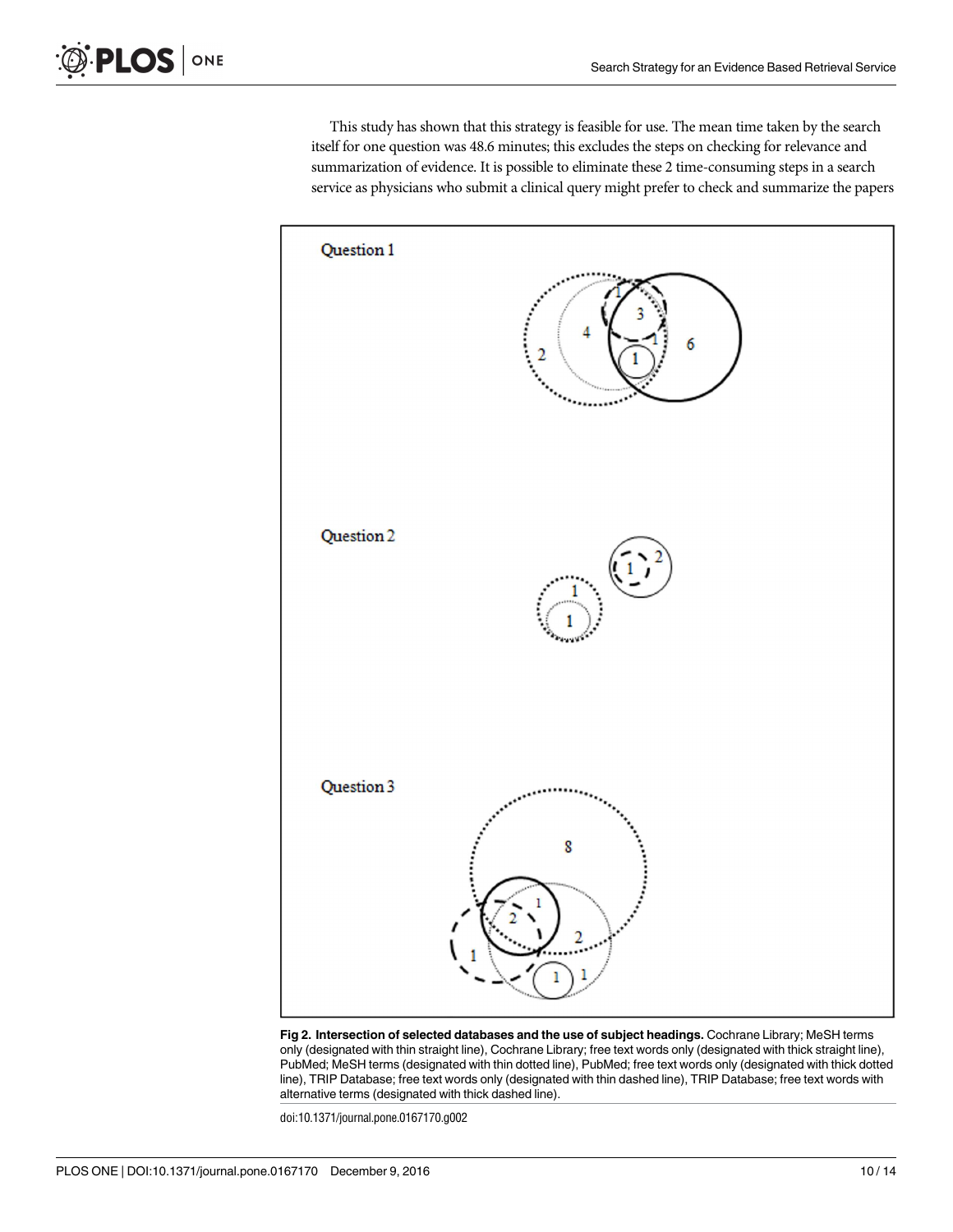This study has shown that this strategy is feasible for use. The mean time taken by the search itself for one question was 48.6 minutes; this excludes the steps on checking for relevance and summarization of evidence. It is possible to eliminate these 2 time-consuming steps in a search service as physicians who submit a clinical query might prefer to check and summarize the papers

**Fig 2. Intersection of selected databases and the use of subject headings.** Cochrane Library; MeSH terms only (designated with thin straight line), Cochrane Library; free text words only (designated with thick straight line), PubMed; MeSH terms (designated with thin dotted line), PubMed; free text words only (designated with thick dotted line), TRIP Database; free text words only (designated with thin dashed line), TRIP Database; free text words with alternative terms (designated with thick dashed line).

doi:10.1371/journal.pone.0167170.g002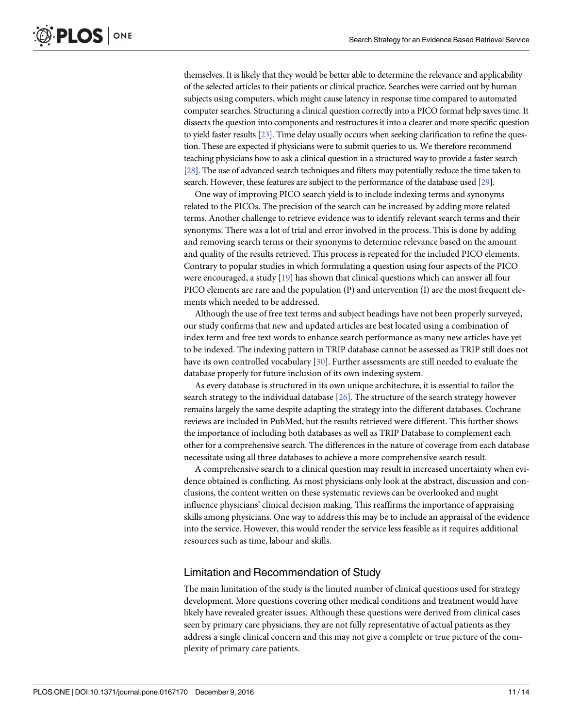themselves. It is likely that they would be better able to determine the relevance and applicability of the selected articles to their patients or clinical practice. Searches were carried out by human subjects using computers, which might cause latency in response time compared to automated computer searches. Structuring a clinical question correctly into a PICO format help saves time. It dissects the question into components and restructures it into a clearer and more specific question to yield faster results [23]. Time delay usually occurs when seeking clarification to refine the question. These are expected if physicians were to submit queries to us. We therefore recommend teaching physicians how to ask a clinical question in a structured way to provide a faster search [28]. The use of advanced search techniques and filters may potentially reduce the time taken to search. However, these features are subject to the performance of the database used [29].

One way of improving PICO search yield is to include indexing terms and synonyms related to the PICOs. The precision of the search can be increased by adding more related terms. Another challenge to retrieve evidence was to identify relevant search terms and their synonyms. There was a lot of trial and error involved in the process. This is done by adding and removing search terms or their synonyms to determine relevance based on the amount and quality of the results retrieved. This process is repeated for the included PICO elements. Contrary to popular studies in which formulating a question using four aspects of the PICO were encouraged, a study [19] has shown that clinical questions which can answer all four PICO elements are rare and the population (P) and intervention (I) are the most frequent elements which needed to be addressed.

Although the use of free text terms and subject headings have not been properly surveyed, our study confirms that new and updated articles are best located using a combination of index term and free text words to enhance search performance as many new articles have yet to be indexed. The indexing pattern in TRIP database cannot be assessed as TRIP still does not have its own controlled vocabulary [30]. Further assessments are still needed to evaluate the database properly for future inclusion of its own indexing system.

As every database is structured in its own unique architecture, it is essential to tailor the search strategy to the individual database [26]. The structure of the search strategy however remains largely the same despite adapting the strategy into the different databases. Cochrane reviews are included in PubMed, but the results retrieved were different. This further shows the importance of including both databases as well as TRIP Database to complement each other for a comprehensive search. The differences in the nature of coverage from each database necessitate using all three databases to achieve a more comprehensive search result.

A comprehensive search to a clinical question may result in increased uncertainty when evidence obtained is conflicting. As most physicians only look at the abstract, discussion and conclusions, the content written on these systematic reviews can be overlooked and might influence physicians' clinical decision making. This reaffirms the importance of appraising skills among physicians. One way to address this may be to include an appraisal of the evidence into the service. However, this would render the service less feasible as it requires additional resources such as time, labour and skills.

## Limitation and Recommendation of Study

The main limitation of the study is the limited number of clinical questions used for strategy development. More questions covering other medical conditions and treatment would have likely have revealed greater issues. Although these questions were derived from clinical cases seen by primary care physicians, they are not fully representative of actual patients as they address a single clinical concern and this may not give a complete or true picture of the complexity of primary care patients.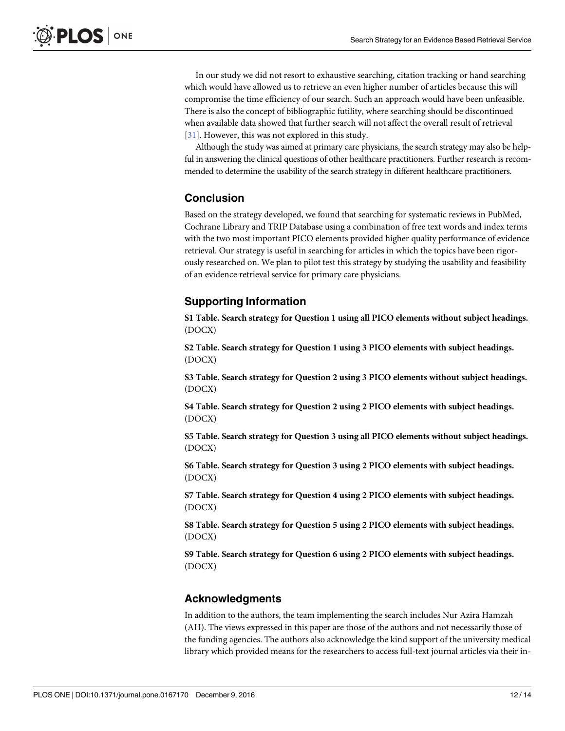In our study we did not resort to exhaustive searching, citation tracking or hand searching which would have allowed us to retrieve an even higher number of articles because this will compromise the time efficiency of our search. Such an approach would have been unfeasible. There is also the concept of bibliographic futility, where searching should be discontinued when available data showed that further search will not affect the overall result of retrieval [31]. However, this was not explored in this study.

Although the study was aimed at primary care physicians, the search strategy may also be helpful in answering the clinical questions of other healthcare practitioners. Further research is recommended to determine the usability of the search strategy in different healthcare practitioners.

## Conclusion

Based on the strategy developed, we found that searching for systematic reviews in PubMed, Cochrane Library and TRIP Database using a combination of free text words and index terms with the two most important PICO elements provided higher quality performance of evidence retrieval. Our strategy is useful in searching for articles in which the topics have been rigorously researched on. We plan to pilot test this strategy by studying the usability and feasibility of an evidence retrieval service for primary care physicians.

## Supporting Information

**S1 Table. Search strategy for Question 1 using all PICO elements without subject headings.** (DOCX)

**S2 Table. Search strategy for Question 1 using 3 PICO elements with subject headings.** (DOCX)

**S3 Table. Search strategy for Question 2 using 3 PICO elements without subject headings.** (DOCX)

**S4 Table. Search strategy for Question 2 using 2 PICO elements with subject headings.** (DOCX)

**S5 Table. Search strategy for Question 3 using all PICO elements without subject headings.** (DOCX)

**S6 Table. Search strategy for Question 3 using 2 PICO elements with subject headings.** (DOCX)

**S7 Table. Search strategy for Question 4 using 2 PICO elements with subject headings.** (DOCX)

**S8 Table. Search strategy for Question 5 using 2 PICO elements with subject headings.** (DOCX)

**S9 Table. Search strategy for Question 6 using 2 PICO elements with subject headings.** (DOCX)

## Acknowledgments

In addition to the authors, the team implementing the search includes Nur Azira Hamzah (AH). The views expressed in this paper are those of the authors and not necessarily those of the funding agencies. The authors also acknowledge the kind support of the university medical library which provided means for the researchers to access full-text journal articles via their in-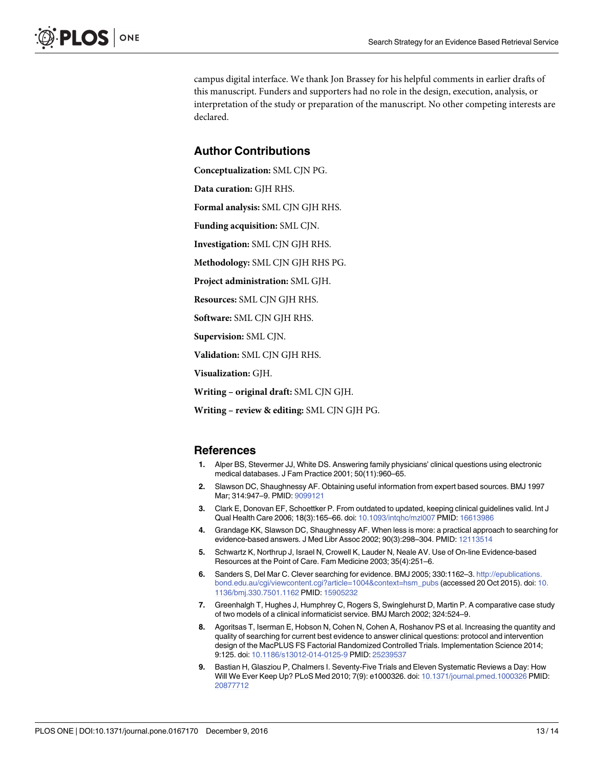campus digital interface. We thank Jon Brassey for his helpful comments in earlier drafts of this manuscript. Funders and supporters had no role in the design, execution, analysis, or interpretation of the study or preparation of the manuscript. No other competing interests are declared.

## Author Contributions

**Conceptualization:** SML CJN PG.

**Data curation:** GJH RHS.

**Formal analysis:** SML CJN GJH RHS.

**Funding acquisition:** SML CJN.

**Investigation:** SML CJN GJH RHS.

**Methodology:** SML CJN GJH RHS PG.

**Project administration:** SML GJH.

**Resources:** SML CJN GJH RHS.

**Software:** SML CJN GJH RHS.

**Supervision:** SML CJN.

**Validation:** SML CJN GJH RHS.

**Visualization:** GJH.

**Writing – original draft:** SML CJN GJH.

**Writing – review & editing:** SML CJN GJH PG.

## References

1. Alper BS, Stevermer JJ, White DS. Answering family physicians' clinical questions using electronic medical databases. J Fam Practice 2001; 50(11):960–65.
2. Slawson DC, Shaughnessy AF. Obtaining useful information from expert based sources. BMJ 1997 Mar; 314:947–9. PMID: 9099121
3. Clark E, Donovan EF, Schoettker P. From outdated to updated, keeping clinical guidelines valid. Int J Qual Health Care 2006; 18(3):165–66. doi: 10.1093/intqhc/mzl007 PMID: 16613986
4. Grandage KK, Slawson DC, Shaughnessy AF. When less is more: a practical approach to searching for evidence-based answers. J Med Libr Assoc 2002; 90(3):298–304. PMID: 12113514
5. Schwartz K, Northrup J, Israel N, Crowell K, Lauder N, Neale AV. Use of On-line Evidence-based Resources at the Point of Care. Fam Medicine 2003; 35(4):251–6.
6. Sanders S, Del Mar C. Clever searching for evidence. BMJ 2005; 330:1162–3. http://epublications.bond.edu.au/cgi/viewcontent.cgi?article=1004&context=hsm_pubs (accessed 20 Oct 2015). doi: 10.1136/bmj.330.7501.1162 PMID: 15905232
7. Greenhalgh T, Hughes J, Humphrey C, Rogers S, Swinglehurst D, Martin P. A comparative case study of two models of a clinical informaticist service. BMJ March 2002; 324:524–9.
8. Agoritsas T, Iserman E, Hobson N, Cohen N, Cohen A, Roshanov PS et al. Increasing the quantity and quality of searching for current best evidence to answer clinical questions: protocol and intervention design of the MacPLUS FS Factorial Randomized Controlled Trials. Implementation Science 2014; 9:125. doi: 10.1186/s13012-014-0125-9 PMID: 25239537
9. Bastian H, Glasziou P, Chalmers I. Seventy-Five Trials and Eleven Systematic Reviews a Day: How Will We Ever Keep Up? PLoS Med 2010; 7(9): e1000326. doi: 10.1371/journal.pmed.1000326 PMID: 20877712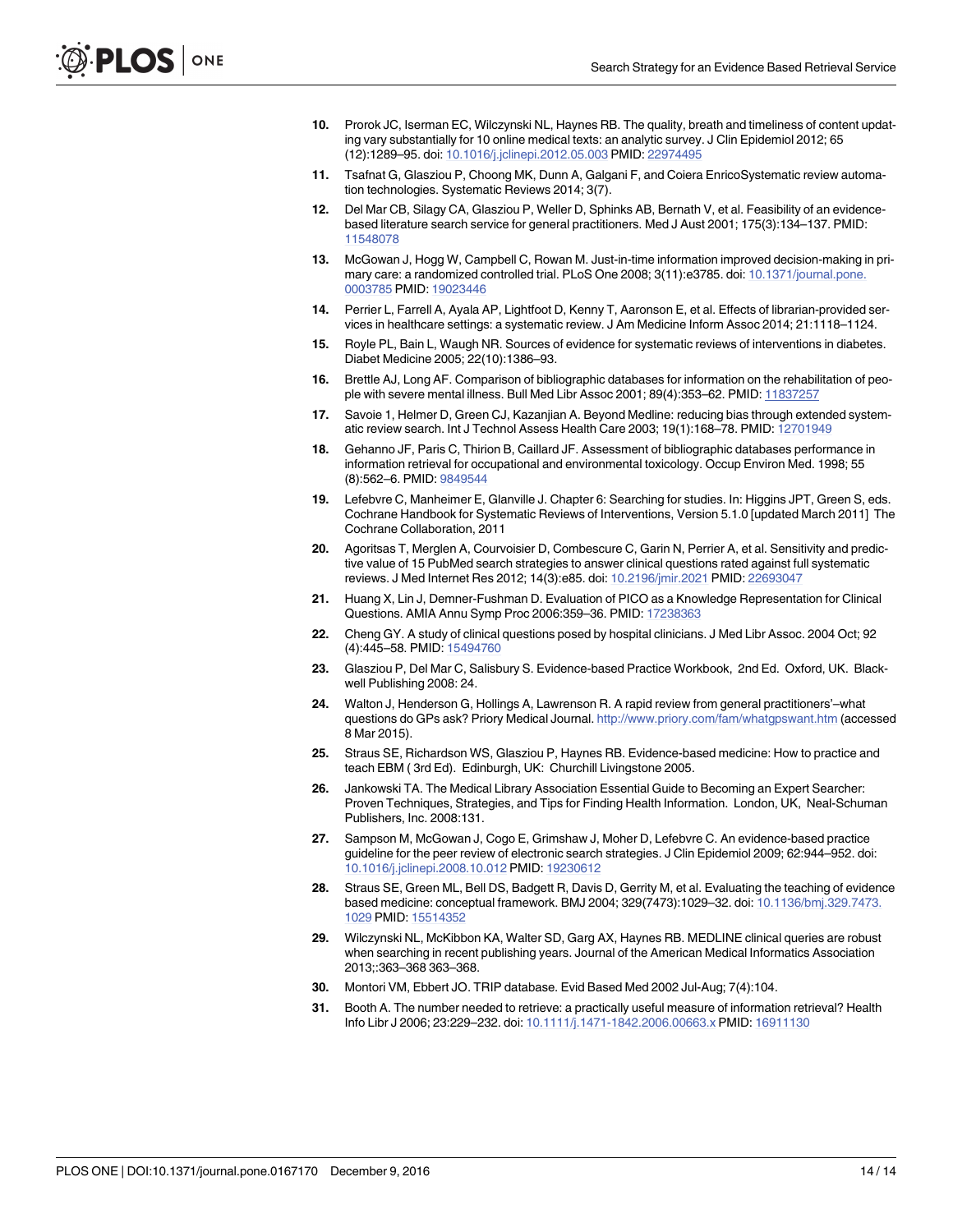10. Prorok JC, Iserman EC, Wilczynski NL, Haynes RB. The quality, breath and timeliness of content updating vary substantially for 10 online medical texts: an analytic survey. J Clin Epidemiol 2012; 65 (12):1289–95. doi: 10.1016/j.jclinepi.2012.05.003 PMID: 22974495
11. Tsafnat G, Glasziou P, Choong MK, Dunn A, Galgani F, and Coiera EnricoSystematic review automation technologies. Systematic Reviews 2014; 3(7).
12. Del Mar CB, Silagy CA, Glasziou P, Weller D, Sphinks AB, Bernath V, et al. Feasibility of an evidence-based literature search service for general practitioners. Med J Aust 2001; 175(3):134–137. PMID: 11548078
13. McGowan J, Hogg W, Campbell C, Rowan M. Just-in-time information improved decision-making in primary care: a randomized controlled trial. PLoS One 2008; 3(11):e3785. doi: 10.1371/journal.pone.0003785 PMID: 19023446
14. Perrier L, Farrell A, Ayala AP, Lightfoot D, Kenny T, Aaronson E, et al. Effects of librarian-provided services in healthcare settings: a systematic review. J Am Medicine Inform Assoc 2014; 21:1118–1124.
15. Royle PL, Bain L, Waugh NR. Sources of evidence for systematic reviews of interventions in diabetes. Diabet Medicine 2005; 22(10):1386–93.
16. Brettle AJ, Long AF. Comparison of bibliographic databases for information on the rehabilitation of people with severe mental illness. Bull Med Libr Assoc 2001; 89(4):353–62. PMID: 11837257
17. Savoie 1, Helmer D, Green CJ, Kazanjian A. Beyond Medline: reducing bias through extended systematic review search. Int J Technol Assess Health Care 2003; 19(1):168–78. PMID: 12701949
18. Gehanno JF, Paris C, Thirion B, Caillard JF. Assessment of bibliographic databases performance in information retrieval for occupational and environmental toxicology. Occup Environ Med. 1998; 55 (8):562–6. PMID: 9849544
19. Lefebvre C, Manheimer E, Glanville J. Chapter 6: Searching for studies. In: Higgins JPT, Green S, eds. Cochrane Handbook for Systematic Reviews of Interventions, Version 5.1.0 [updated March 2011] The Cochrane Collaboration, 2011
20. Agoritsas T, Merglen A, Courvoisier D, Combescure C, Garin N, Perrier A, et al. Sensitivity and predictive value of 15 PubMed search strategies to answer clinical questions rated against full systematic reviews. J Med Internet Res 2012; 14(3):e85. doi: 10.2196/jmir.2021 PMID: 22693047
21. Huang X, Lin J, Demner-Fushman D. Evaluation of PICO as a Knowledge Representation for Clinical Questions. AMIA Annu Symp Proc 2006:359–36. PMID: 17238363
22. Cheng GY. A study of clinical questions posed by hospital clinicians. J Med Libr Assoc. 2004 Oct; 92 (4):445–58. PMID: 15494760
23. Glasziou P, Del Mar C, Salisbury S. Evidence-based Practice Workbook, 2nd Ed. Oxford, UK. Blackwell Publishing 2008: 24.
24. Walton J, Henderson G, Hollings A, Lawrenson R. A rapid review from general practitioners'–what questions do GPs ask? Priory Medical Journal. http://www.priory.com/fam/whatgpswant.htm (accessed 8 Mar 2015).
25. Straus SE, Richardson WS, Glasziou P, Haynes RB. Evidence-based medicine: How to practice and teach EBM ( 3rd Ed). Edinburgh, UK: Churchill Livingstone 2005.
26. Jankowski TA. The Medical Library Association Essential Guide to Becoming an Expert Searcher: Proven Techniques, Strategies, and Tips for Finding Health Information. London, UK, Neal-Schuman Publishers, Inc. 2008:131.
27. Sampson M, McGowan J, Cogo E, Grimshaw J, Moher D, Lefebvre C. An evidence-based practice guideline for the peer review of electronic search strategies. J Clin Epidemiol 2009; 62:944–952. doi: 10.1016/j.jclinepi.2008.10.012 PMID: 19230612
28. Straus SE, Green ML, Bell DS, Badgett R, Davis D, Gerrity M, et al. Evaluating the teaching of evidence based medicine: conceptual framework. BMJ 2004; 329(7473):1029–32. doi: 10.1136/bmj.329.7473.1029 PMID: 15514352
29. Wilczynski NL, McKibbon KA, Walter SD, Garg AX, Haynes RB. MEDLINE clinical queries are robust when searching in recent publishing years. Journal of the American Medical Informatics Association 2013;:363–368 363–368.
30. Montori VM, Ebbert JO. TRIP database. Evid Based Med 2002 Jul-Aug; 7(4):104.
31. Booth A. The number needed to retrieve: a practically useful measure of information retrieval? Health Info Libr J 2006; 23:229–232. doi: 10.1111/j.1471-1842.2006.00663.x PMID: 16911130